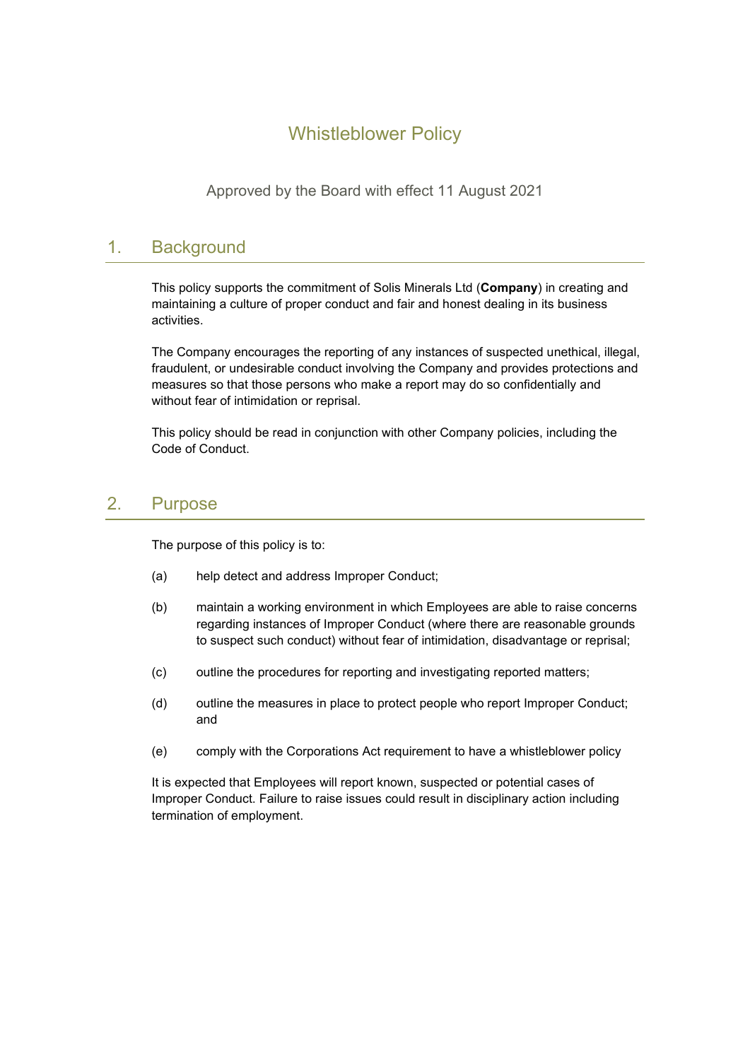# Whistleblower Policy

Approved by the Board with effect 11 August 2021

## 1. Background

This policy supports the commitment of Solis Minerals Ltd (**Company**) in creating and maintaining a culture of proper conduct and fair and honest dealing in its business activities.

The Company encourages the reporting of any instances of suspected unethical, illegal, fraudulent, or undesirable conduct involving the Company and provides protections and measures so that those persons who make a report may do so confidentially and without fear of intimidation or reprisal.

This policy should be read in conjunction with other Company policies, including the Code of Conduct.

## 2. Purpose

The purpose of this policy is to:

(a) help detect and address Improper Conduct;

(b) maintain a working environment in which Employees are able to raise concerns regarding instances of Improper Conduct (where there are reasonable grounds to suspect such conduct) without fear of intimidation, disadvantage or reprisal;

(c) outline the procedures for reporting and investigating reported matters;

(d) outline the measures in place to protect people who report Improper Conduct; and

(e) comply with the Corporations Act requirement to have a whistleblower policy

It is expected that Employees will report known, suspected or potential cases of Improper Conduct. Failure to raise issues could result in disciplinary action including termination of employment.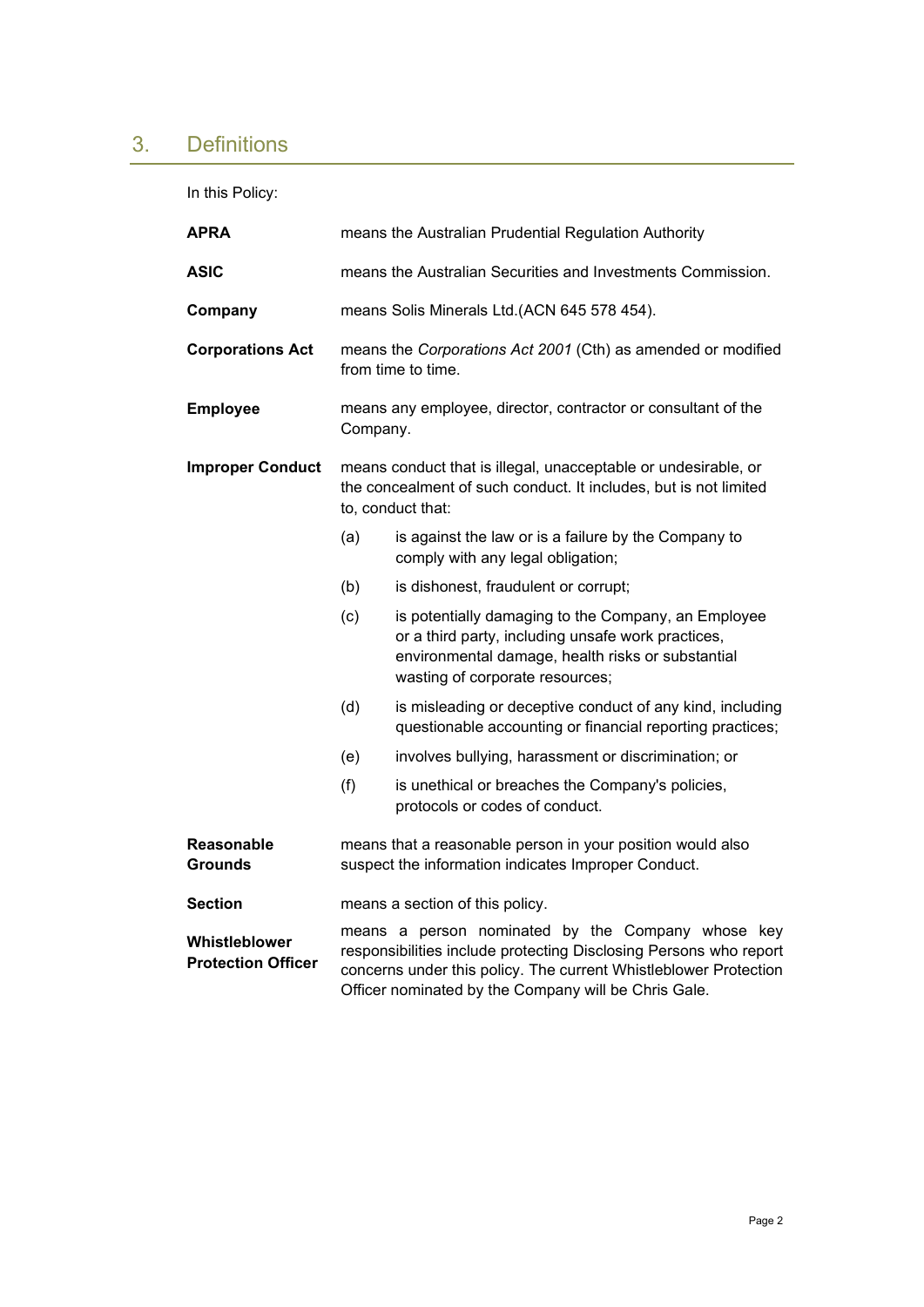## 3. Definitions

In this Policy:

**APRA** means the Australian Prudential Regulation Authority

**ASIC** means the Australian Securities and Investments Commission.

**Company** means Solis Minerals Ltd.(ACN 645 578 454).

**Corporations Act** means the *Corporations Act 2001* (Cth) as amended or modified from time to time.

**Employee** means any employee, director, contractor or consultant of the Company.

**Improper Conduct** means conduct that is illegal, unacceptable or undesirable, or the concealment of such conduct. It includes, but is not limited to, conduct that:

(a) is against the law or is a failure by the Company to comply with any legal obligation;

(b) is dishonest, fraudulent or corrupt;

(c) is potentially damaging to the Company, an Employee or a third party, including unsafe work practices, environmental damage, health risks or substantial wasting of corporate resources;

(d) is misleading or deceptive conduct of any kind, including questionable accounting or financial reporting practices;

(e) involves bullying, harassment or discrimination; or

(f) is unethical or breaches the Company's policies, protocols or codes of conduct.

**Reasonable Grounds** means that a reasonable person in your position would also suspect the information indicates Improper Conduct.

**Section** means a section of this policy.

**Whistleblower Protection Officer** means a person nominated by the Company whose key responsibilities include protecting Disclosing Persons who report concerns under this policy. The current Whistleblower Protection Officer nominated by the Company will be Chris Gale.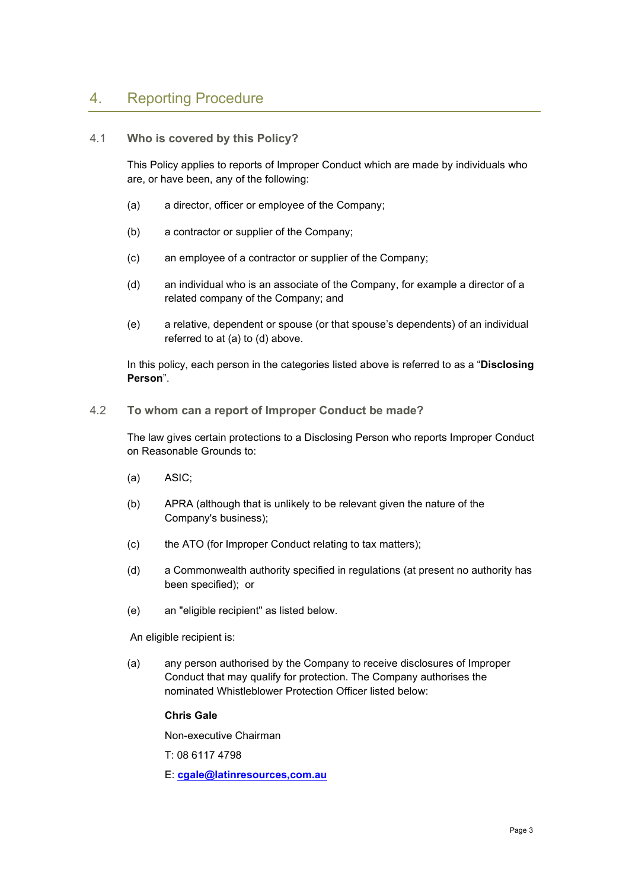## 4. Reporting Procedure

### 4.1 Who is covered by this Policy?

This Policy applies to reports of Improper Conduct which are made by individuals who are, or have been, any of the following:

(a) a director, officer or employee of the Company;

(b) a contractor or supplier of the Company;

(c) an employee of a contractor or supplier of the Company;

(d) an individual who is an associate of the Company, for example a director of a related company of the Company; and

(e) a relative, dependent or spouse (or that spouse's dependents) of an individual referred to at (a) to (d) above.

In this policy, each person in the categories listed above is referred to as a "**Disclosing Person**".

### 4.2 To whom can a report of Improper Conduct be made?

The law gives certain protections to a Disclosing Person who reports Improper Conduct on Reasonable Grounds to:

(a) ASIC;

(b) APRA (although that is unlikely to be relevant given the nature of the Company's business);

(c) the ATO (for Improper Conduct relating to tax matters);

(d) a Commonwealth authority specified in regulations (at present no authority has been specified); or

(e) an "eligible recipient" as listed below.

An eligible recipient is:

(a) any person authorised by the Company to receive disclosures of Improper Conduct that may qualify for protection. The Company authorises the nominated Whistleblower Protection Officer listed below:

**Chris Gale**

Non-executive Chairman

T: 08 6117 4798

E: cgale@latinresources,com.au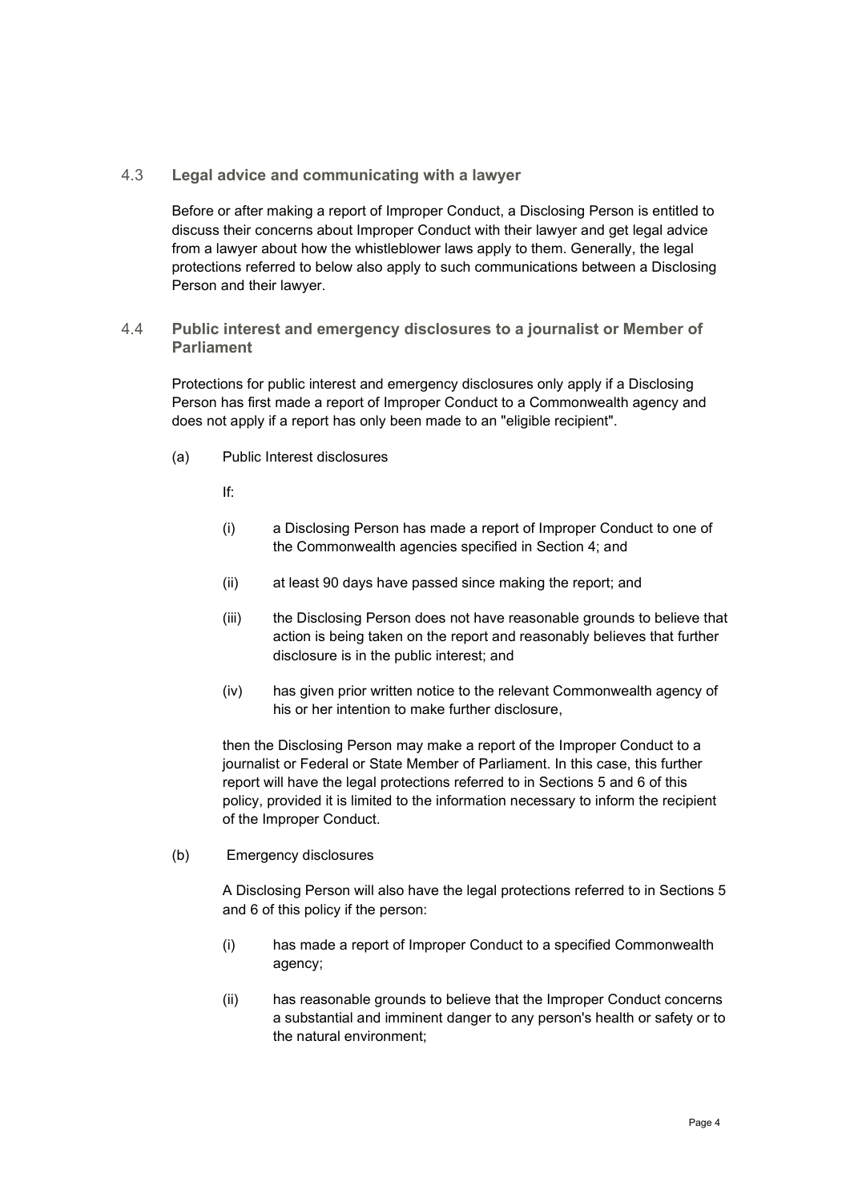### 4.3 Legal advice and communicating with a lawyer

Before or after making a report of Improper Conduct, a Disclosing Person is entitled to discuss their concerns about Improper Conduct with their lawyer and get legal advice from a lawyer about how the whistleblower laws apply to them. Generally, the legal protections referred to below also apply to such communications between a Disclosing Person and their lawyer.

### 4.4 Public interest and emergency disclosures to a journalist or Member of Parliament

Protections for public interest and emergency disclosures only apply if a Disclosing Person has first made a report of Improper Conduct to a Commonwealth agency and does not apply if a report has only been made to an "eligible recipient".

(a) Public Interest disclosures

If:

(i) a Disclosing Person has made a report of Improper Conduct to one of the Commonwealth agencies specified in Section 4; and

(ii) at least 90 days have passed since making the report; and

(iii) the Disclosing Person does not have reasonable grounds to believe that action is being taken on the report and reasonably believes that further disclosure is in the public interest; and

(iv) has given prior written notice to the relevant Commonwealth agency of his or her intention to make further disclosure,

then the Disclosing Person may make a report of the Improper Conduct to a journalist or Federal or State Member of Parliament. In this case, this further report will have the legal protections referred to in Sections 5 and 6 of this policy, provided it is limited to the information necessary to inform the recipient of the Improper Conduct.

(b) Emergency disclosures

A Disclosing Person will also have the legal protections referred to in Sections 5 and 6 of this policy if the person:

(i) has made a report of Improper Conduct to a specified Commonwealth agency;

(ii) has reasonable grounds to believe that the Improper Conduct concerns a substantial and imminent danger to any person's health or safety or to the natural environment;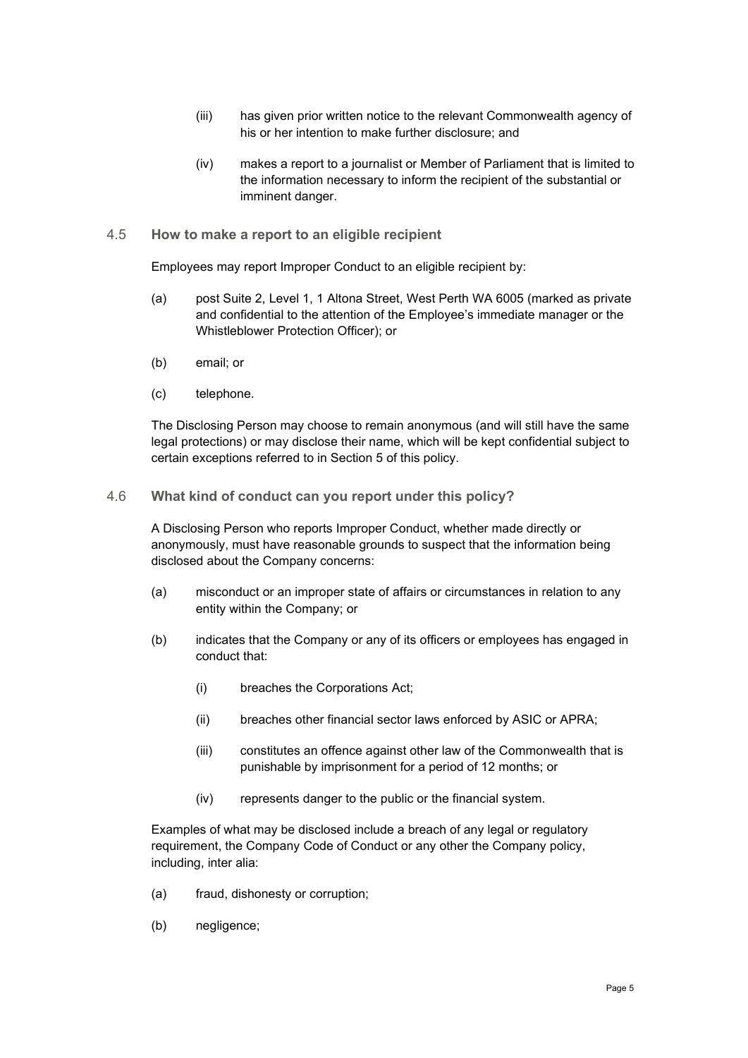(iii) has given prior written notice to the relevant Commonwealth agency of his or her intention to make further disclosure; and

(iv) makes a report to a journalist or Member of Parliament that is limited to the information necessary to inform the recipient of the substantial or imminent danger.

### 4.5 How to make a report to an eligible recipient

Employees may report Improper Conduct to an eligible recipient by:

(a) post Suite 2, Level 1, 1 Altona Street, West Perth WA 6005 (marked as private and confidential to the attention of the Employee's immediate manager or the Whistleblower Protection Officer); or

(b) email; or

(c) telephone.

The Disclosing Person may choose to remain anonymous (and will still have the same legal protections) or may disclose their name, which will be kept confidential subject to certain exceptions referred to in Section 5 of this policy.

### 4.6 What kind of conduct can you report under this policy?

A Disclosing Person who reports Improper Conduct, whether made directly or anonymously, must have reasonable grounds to suspect that the information being disclosed about the Company concerns:

(a) misconduct or an improper state of affairs or circumstances in relation to any entity within the Company; or

(b) indicates that the Company or any of its officers or employees has engaged in conduct that:

(i) breaches the Corporations Act;

(ii) breaches other financial sector laws enforced by ASIC or APRA;

(iii) constitutes an offence against other law of the Commonwealth that is punishable by imprisonment for a period of 12 months; or

(iv) represents danger to the public or the financial system.

Examples of what may be disclosed include a breach of any legal or regulatory requirement, the Company Code of Conduct or any other the Company policy, including, inter alia:

(a) fraud, dishonesty or corruption;

(b) negligence;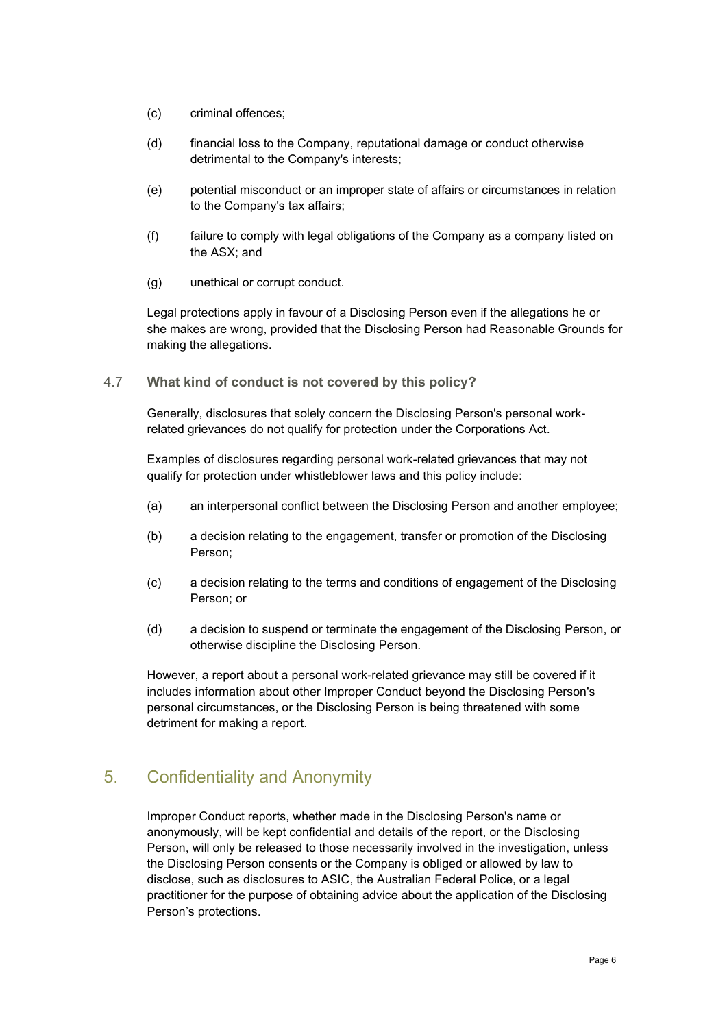(c) criminal offences;

(d) financial loss to the Company, reputational damage or conduct otherwise detrimental to the Company's interests;

(e) potential misconduct or an improper state of affairs or circumstances in relation to the Company's tax affairs;

(f) failure to comply with legal obligations of the Company as a company listed on the ASX; and

(g) unethical or corrupt conduct.

Legal protections apply in favour of a Disclosing Person even if the allegations he or she makes are wrong, provided that the Disclosing Person had Reasonable Grounds for making the allegations.

### 4.7 What kind of conduct is not covered by this policy?

Generally, disclosures that solely concern the Disclosing Person's personal work-related grievances do not qualify for protection under the Corporations Act.

Examples of disclosures regarding personal work-related grievances that may not qualify for protection under whistleblower laws and this policy include:

(a) an interpersonal conflict between the Disclosing Person and another employee;

(b) a decision relating to the engagement, transfer or promotion of the Disclosing Person;

(c) a decision relating to the terms and conditions of engagement of the Disclosing Person; or

(d) a decision to suspend or terminate the engagement of the Disclosing Person, or otherwise discipline the Disclosing Person.

However, a report about a personal work-related grievance may still be covered if it includes information about other Improper Conduct beyond the Disclosing Person's personal circumstances, or the Disclosing Person is being threatened with some detriment for making a report.

## 5. Confidentiality and Anonymity

Improper Conduct reports, whether made in the Disclosing Person's name or anonymously, will be kept confidential and details of the report, or the Disclosing Person, will only be released to those necessarily involved in the investigation, unless the Disclosing Person consents or the Company is obliged or allowed by law to disclose, such as disclosures to ASIC, the Australian Federal Police, or a legal practitioner for the purpose of obtaining advice about the application of the Disclosing Person's protections.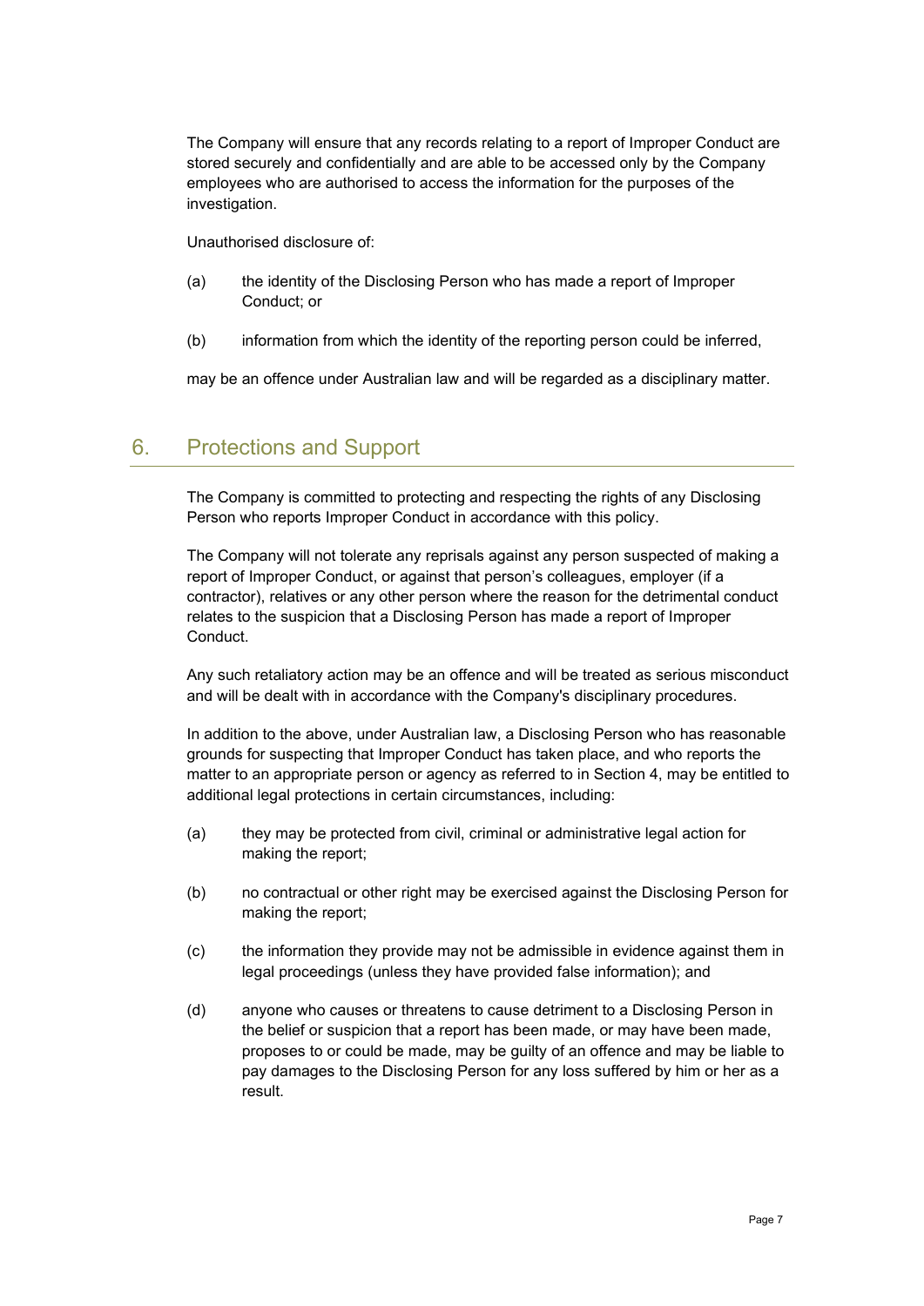The Company will ensure that any records relating to a report of Improper Conduct are stored securely and confidentially and are able to be accessed only by the Company employees who are authorised to access the information for the purposes of the investigation.

Unauthorised disclosure of:

(a) the identity of the Disclosing Person who has made a report of Improper Conduct; or

(b) information from which the identity of the reporting person could be inferred,

may be an offence under Australian law and will be regarded as a disciplinary matter.

## 6. Protections and Support

The Company is committed to protecting and respecting the rights of any Disclosing Person who reports Improper Conduct in accordance with this policy.

The Company will not tolerate any reprisals against any person suspected of making a report of Improper Conduct, or against that person's colleagues, employer (if a contractor), relatives or any other person where the reason for the detrimental conduct relates to the suspicion that a Disclosing Person has made a report of Improper Conduct.

Any such retaliatory action may be an offence and will be treated as serious misconduct and will be dealt with in accordance with the Company's disciplinary procedures.

In addition to the above, under Australian law, a Disclosing Person who has reasonable grounds for suspecting that Improper Conduct has taken place, and who reports the matter to an appropriate person or agency as referred to in Section 4, may be entitled to additional legal protections in certain circumstances, including:

(a) they may be protected from civil, criminal or administrative legal action for making the report;

(b) no contractual or other right may be exercised against the Disclosing Person for making the report;

(c) the information they provide may not be admissible in evidence against them in legal proceedings (unless they have provided false information); and

(d) anyone who causes or threatens to cause detriment to a Disclosing Person in the belief or suspicion that a report has been made, or may have been made, proposes to or could be made, may be guilty of an offence and may be liable to pay damages to the Disclosing Person for any loss suffered by him or her as a result.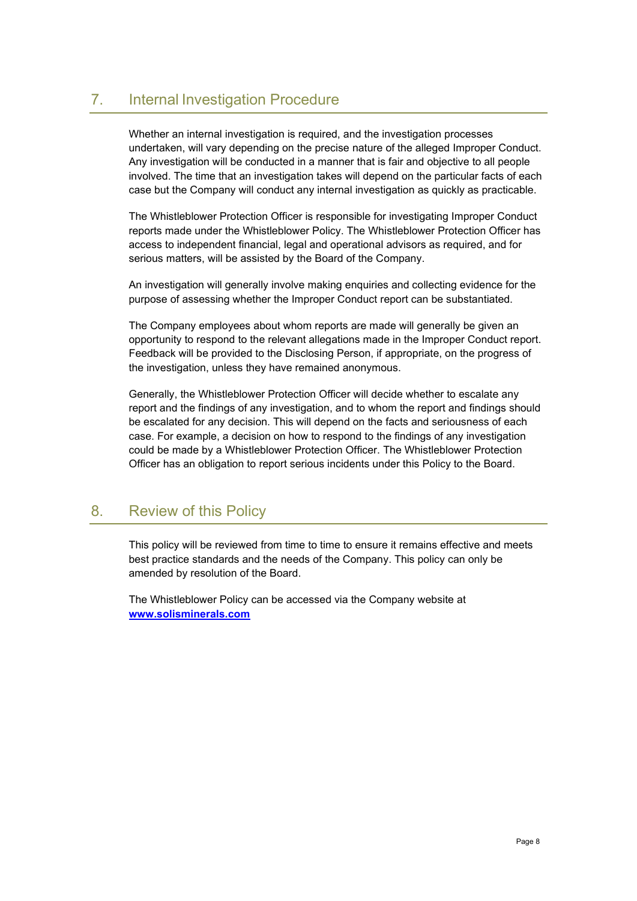## 7. Internal Investigation Procedure

Whether an internal investigation is required, and the investigation processes undertaken, will vary depending on the precise nature of the alleged Improper Conduct. Any investigation will be conducted in a manner that is fair and objective to all people involved. The time that an investigation takes will depend on the particular facts of each case but the Company will conduct any internal investigation as quickly as practicable.

The Whistleblower Protection Officer is responsible for investigating Improper Conduct reports made under the Whistleblower Policy. The Whistleblower Protection Officer has access to independent financial, legal and operational advisors as required, and for serious matters, will be assisted by the Board of the Company.

An investigation will generally involve making enquiries and collecting evidence for the purpose of assessing whether the Improper Conduct report can be substantiated.

The Company employees about whom reports are made will generally be given an opportunity to respond to the relevant allegations made in the Improper Conduct report. Feedback will be provided to the Disclosing Person, if appropriate, on the progress of the investigation, unless they have remained anonymous.

Generally, the Whistleblower Protection Officer will decide whether to escalate any report and the findings of any investigation, and to whom the report and findings should be escalated for any decision. This will depend on the facts and seriousness of each case. For example, a decision on how to respond to the findings of any investigation could be made by a Whistleblower Protection Officer. The Whistleblower Protection Officer has an obligation to report serious incidents under this Policy to the Board.

## 8. Review of this Policy

This policy will be reviewed from time to time to ensure it remains effective and meets best practice standards and the needs of the Company. This policy can only be amended by resolution of the Board.

The Whistleblower Policy can be accessed via the Company website at **[www.solisminerals.com](http://www.solisminerals.com)**